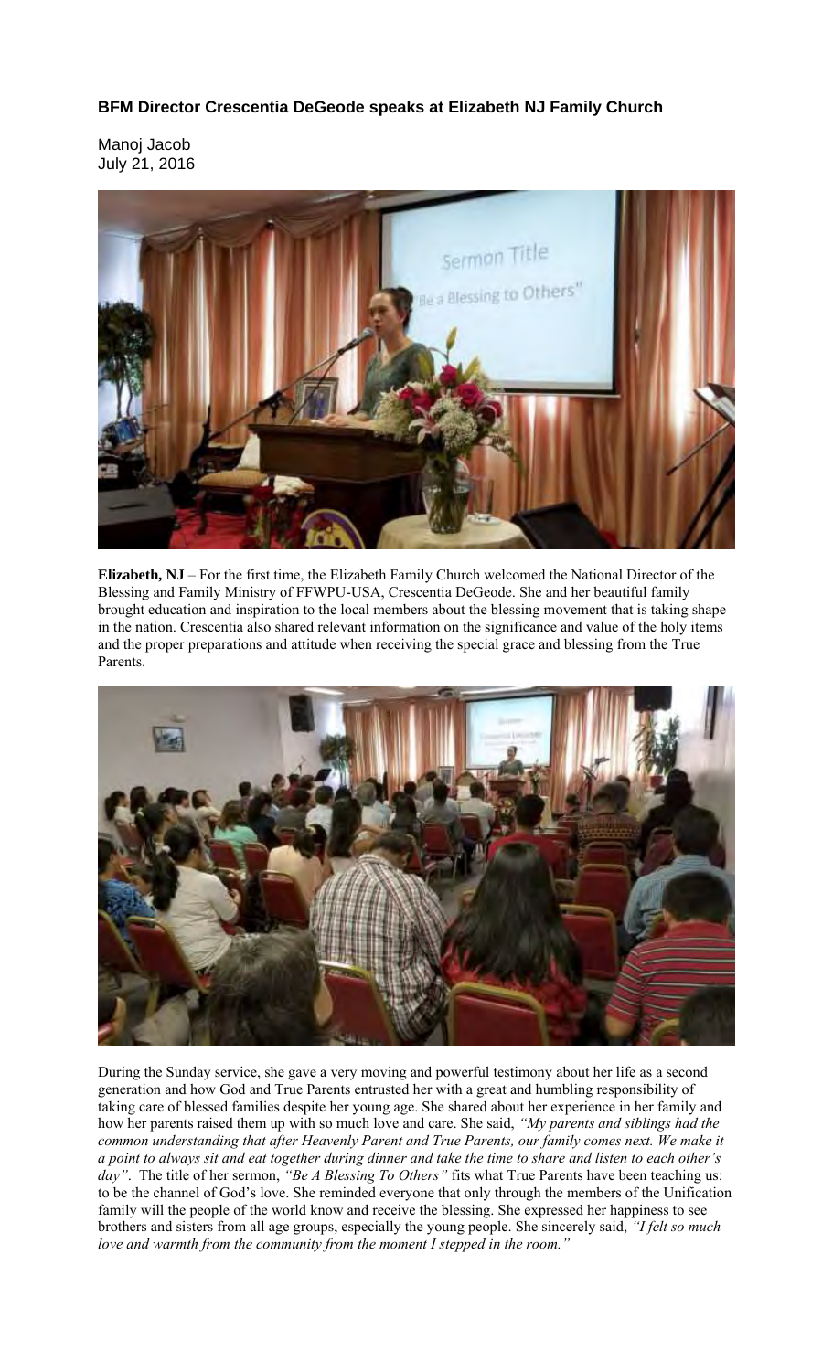**BFM Director Crescentia DeGeode speaks at Elizabeth NJ Family Church**

Manoj Jacob
July 21, 2016

**Elizabeth, NJ** – For the first time, the Elizabeth Family Church welcomed the National Director of the Blessing and Family Ministry of FFWPU-USA, Crescentia DeGeode. She and her beautiful family brought education and inspiration to the local members about the blessing movement that is taking shape in the nation. Crescentia also shared relevant information on the significance and value of the holy items and the proper preparations and attitude when receiving the special grace and blessing from the True Parents.

During the Sunday service, she gave a very moving and powerful testimony about her life as a second generation and how God and True Parents entrusted her with a great and humbling responsibility of taking care of blessed families despite her young age. She shared about her experience in her family and how her parents raised them up with so much love and care. She said, *"My parents and siblings had the common understanding that after Heavenly Parent and True Parents, our family comes next. We make it a point to always sit and eat together during dinner and take the time to share and listen to each other's day"*. The title of her sermon, *"Be A Blessing To Others"* fits what True Parents have been teaching us: to be the channel of God's love. She reminded everyone that only through the members of the Unification family will the people of the world know and receive the blessing. She expressed her happiness to see brothers and sisters from all age groups, especially the young people. She sincerely said, *"I felt so much love and warmth from the community from the moment I stepped in the room."*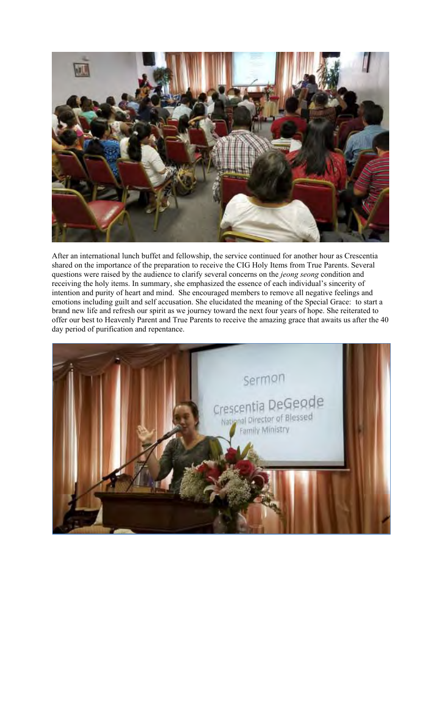After an international lunch buffet and fellowship, the service continued for another hour as Crescentia shared on the importance of the preparation to receive the CIG Holy Items from True Parents. Several questions were raised by the audience to clarify several concerns on the *jeong seong* condition and receiving the holy items. In summary, she emphasized the essence of each individual's sincerity of intention and purity of heart and mind. She encouraged members to remove all negative feelings and emotions including guilt and self accusation. She elucidated the meaning of the Special Grace: to start a brand new life and refresh our spirit as we journey toward the next four years of hope. She reiterated to offer our best to Heavenly Parent and True Parents to receive the amazing grace that awaits us after the 40 day period of purification and repentance.